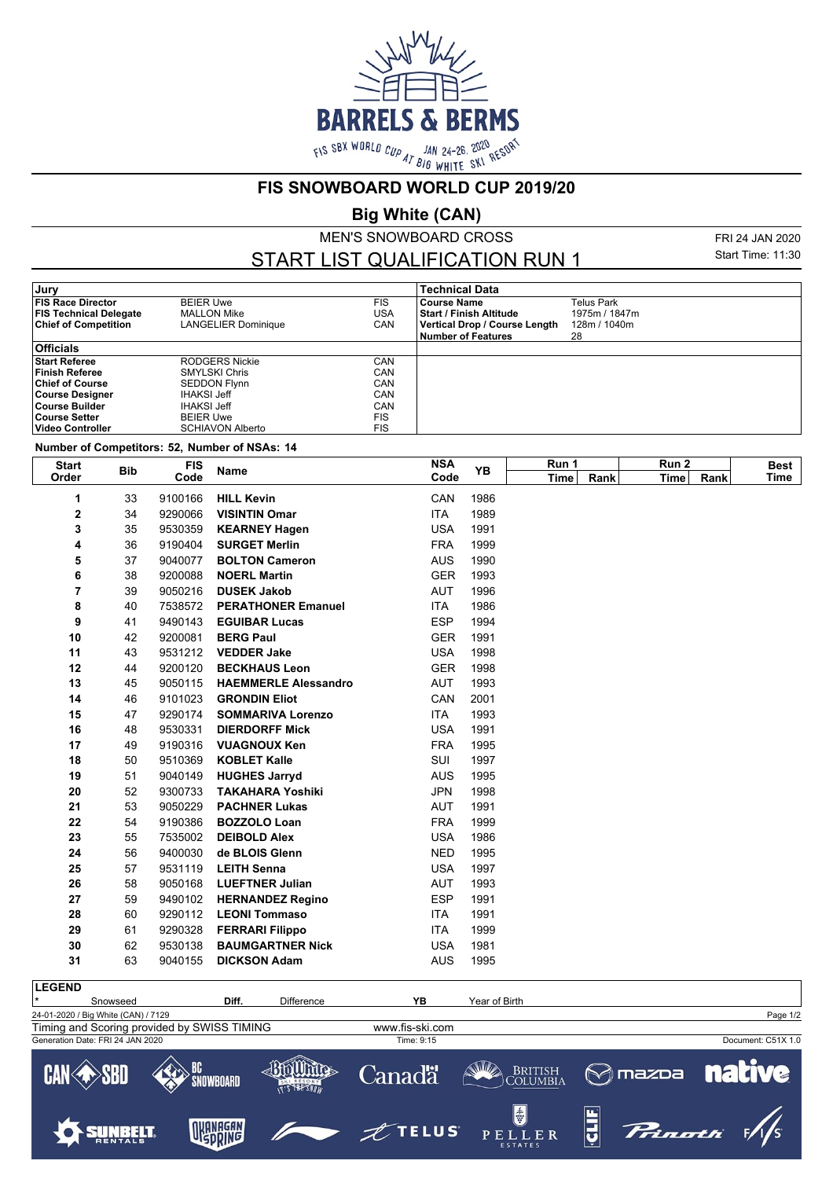# FIS SNOWBOARD WORLD CUP 2019/20

## Big White (CAN)

MEN'S SNOWBOARD CROSS

## START LIST QUALIFICATION RUN 1

FRI 24 JAN 2020
Start Time: 11:30

| Jury | | | Technical Data | |
|---|---|---|---|---|
| **FIS Race Director** | BEIER Uwe | FIS | **Course Name** | Telus Park |
| **FIS Technical Delegate** | MALLON Mike | USA | **Start / Finish Altitude** | 1975m / 1847m |
| **Chief of Competition** | LANGELIER Dominique | CAN | **Vertical Drop / Course Length** | 128m / 1040m |
| | | | **Number of Features** | 28 |
| **Officials** | | | | |
| **Start Referee** | RODGERS Nickie | CAN | | |
| **Finish Referee** | SMYLSKI Chris | CAN | | |
| **Chief of Course** | SEDDON Flynn | CAN | | |
| **Course Designer** | IHAKSI Jeff | CAN | | |
| **Course Builder** | IHAKSI Jeff | CAN | | |
| **Course Setter** | BEIER Uwe | FIS | | |
| **Video Controller** | SCHIAVON Alberto | FIS | | |

**Number of Competitors: 52, Number of NSAs: 14**

| Start Order | Bib | FIS Code | Name | NSA Code | YB | Run 1 Time | Run 1 Rank | Run 2 Time | Run 2 Rank | Best Time |
|---|---|---|---|---|---|---|---|---|---|---|
| 1 | 33 | 9100166 | **HILL Kevin** | CAN | 1986 | | | | | |
| 2 | 34 | 9290066 | **VISINTIN Omar** | ITA | 1989 | | | | | |
| 3 | 35 | 9530359 | **KEARNEY Hagen** | USA | 1991 | | | | | |
| 4 | 36 | 9190404 | **SURGET Merlin** | FRA | 1999 | | | | | |
| 5 | 37 | 9040077 | **BOLTON Cameron** | AUS | 1990 | | | | | |
| 6 | 38 | 9200088 | **NOERL Martin** | GER | 1993 | | | | | |
| 7 | 39 | 9050216 | **DUSEK Jakob** | AUT | 1996 | | | | | |
| 8 | 40 | 7538572 | **PERATHONER Emanuel** | ITA | 1986 | | | | | |
| 9 | 41 | 9490143 | **EGUIBAR Lucas** | ESP | 1994 | | | | | |
| 10 | 42 | 9200081 | **BERG Paul** | GER | 1991 | | | | | |
| 11 | 43 | 9531212 | **VEDDER Jake** | USA | 1998 | | | | | |
| 12 | 44 | 9200120 | **BECKHAUS Leon** | GER | 1998 | | | | | |
| 13 | 45 | 9050115 | **HAEMMERLE Alessandro** | AUT | 1993 | | | | | |
| 14 | 46 | 9101023 | **GRONDIN Eliot** | CAN | 2001 | | | | | |
| 15 | 47 | 9290174 | **SOMMARIVA Lorenzo** | ITA | 1993 | | | | | |
| 16 | 48 | 9530331 | **DIERDORFF Mick** | USA | 1991 | | | | | |
| 17 | 49 | 9190316 | **VUAGNOUX Ken** | FRA | 1995 | | | | | |
| 18 | 50 | 9510369 | **KOBLET Kalle** | SUI | 1997 | | | | | |
| 19 | 51 | 9040149 | **HUGHES Jarryd** | AUS | 1995 | | | | | |
| 20 | 52 | 9300733 | **TAKAHARA Yoshiki** | JPN | 1998 | | | | | |
| 21 | 53 | 9050229 | **PACHNER Lukas** | AUT | 1991 | | | | | |
| 22 | 54 | 9190386 | **BOZZOLO Loan** | FRA | 1999 | | | | | |
| 23 | 55 | 7535002 | **DEIBOLD Alex** | USA | 1986 | | | | | |
| 24 | 56 | 9400030 | **de BLOIS Glenn** | NED | 1995 | | | | | |
| 25 | 57 | 9531119 | **LEITH Senna** | USA | 1997 | | | | | |
| 26 | 58 | 9050168 | **LUEFTNER Julian** | AUT | 1993 | | | | | |
| 27 | 59 | 9490102 | **HERNANDEZ Regino** | ESP | 1991 | | | | | |
| 28 | 60 | 9290112 | **LEONI Tommaso** | ITA | 1991 | | | | | |
| 29 | 61 | 9290328 | **FERRARI Filippo** | ITA | 1999 | | | | | |
| 30 | 62 | 9530138 | **BAUMGARTNER Nick** | USA | 1981 | | | | | |
| 31 | 63 | 9040155 | **DICKSON Adam** | AUS | 1995 | | | | | |

**LEGEND**

| * | Snowseed | Diff. | Difference | YB | Year of Birth |
|---|---|---|---|---|---|

24-01-2020 / Big White (CAN) / 7129
Timing and Scoring provided by SWISS TIMING — www.fis-ski.com
Generation Date: FRI 24 JAN 2020 — Time: 9:15 — Document: C51X 1.0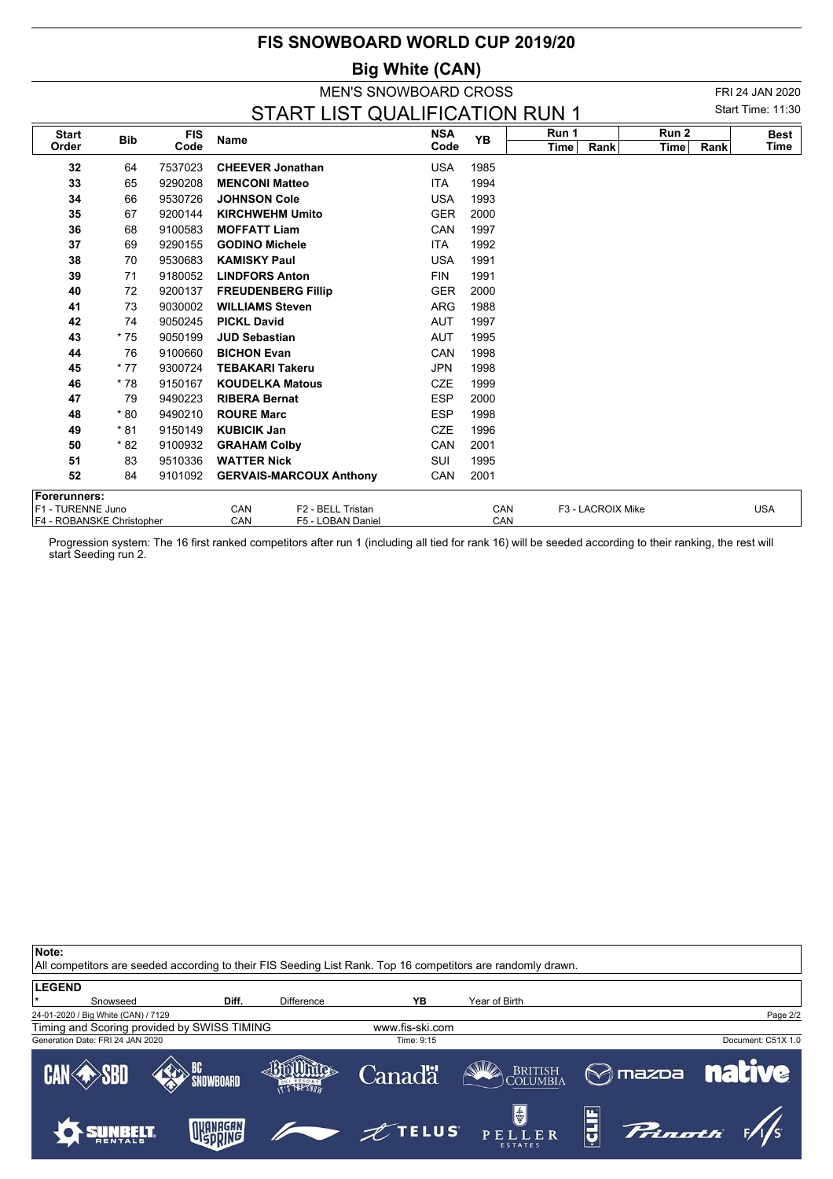# FIS SNOWBOARD WORLD CUP 2019/20

## Big White (CAN)

MEN'S SNOWBOARD CROSS

FRI 24 JAN 2020

## START LIST QUALIFICATION RUN 1

Start Time: 11:30

| Start Order | Bib | FIS Code | Name | NSA Code | YB | Run 1 Time | Run 1 Rank | Run 2 Time | Run 2 Rank | Best Time |
|---|---|---|---|---|---|---|---|---|---|---|
| 32 | 64 | 7537023 | **CHEEVER Jonathan** | USA | 1985 | | | | | |
| 33 | 65 | 9290208 | **MENCONI Matteo** | ITA | 1994 | | | | | |
| 34 | 66 | 9530726 | **JOHNSON Cole** | USA | 1993 | | | | | |
| 35 | 67 | 9200144 | **KIRCHWEHM Umito** | GER | 2000 | | | | | |
| 36 | 68 | 9100583 | **MOFFATT Liam** | CAN | 1997 | | | | | |
| 37 | 69 | 9290155 | **GODINO Michele** | ITA | 1992 | | | | | |
| 38 | 70 | 9530683 | **KAMISKY Paul** | USA | 1991 | | | | | |
| 39 | 71 | 9180052 | **LINDFORS Anton** | FIN | 1991 | | | | | |
| 40 | 72 | 9200137 | **FREUDENBERG Fillip** | GER | 2000 | | | | | |
| 41 | 73 | 9030002 | **WILLIAMS Steven** | ARG | 1988 | | | | | |
| 42 | 74 | 9050245 | **PICKL David** | AUT | 1997 | | | | | |
| 43 | * 75 | 9050199 | **JUD Sebastian** | AUT | 1995 | | | | | |
| 44 | 76 | 9100660 | **BICHON Evan** | CAN | 1998 | | | | | |
| 45 | * 77 | 9300724 | **TEBAKARI Takeru** | JPN | 1998 | | | | | |
| 46 | * 78 | 9150167 | **KOUDELKA Matous** | CZE | 1999 | | | | | |
| 47 | 79 | 9490223 | **RIBERA Bernat** | ESP | 2000 | | | | | |
| 48 | * 80 | 9490210 | **ROURE Marc** | ESP | 1998 | | | | | |
| 49 | * 81 | 9150149 | **KUBICIK Jan** | CZE | 1996 | | | | | |
| 50 | * 82 | 9100932 | **GRAHAM Colby** | CAN | 2001 | | | | | |
| 51 | 83 | 9510336 | **WATTER Nick** | SUI | 1995 | | | | | |
| 52 | 84 | 9101092 | **GERVAIS-MARCOUX Anthony** | CAN | 2001 | | | | | |

**Forerunners:**

| | | | | | |
|---|---|---|---|---|---|
| F1 - TURENNE Juno | CAN | F2 - BELL Tristan | CAN | F3 - LACROIX Mike | USA |
| F4 - ROBANSKE Christopher | CAN | F5 - LOBAN Daniel | CAN | | |

Progression system: The 16 first ranked competitors after run 1 (including all tied for rank 16) will be seeded according to their ranking, the rest will start Seeding run 2.

**Note:**
All competitors are seeded according to their FIS Seeding List Rank. Top 16 competitors are randomly drawn.

**LEGEND**

| | | | |
|---|---|---|---|
| * Snowseed | Diff. Difference | YB | Year of Birth |

24-01-2020 / Big White (CAN) / 7129

Timing and Scoring provided by SWISS TIMING — www.fis-ski.com

Generation Date: FRI 24 JAN 2020 — Time: 9:15 — Document: C51X 1.0